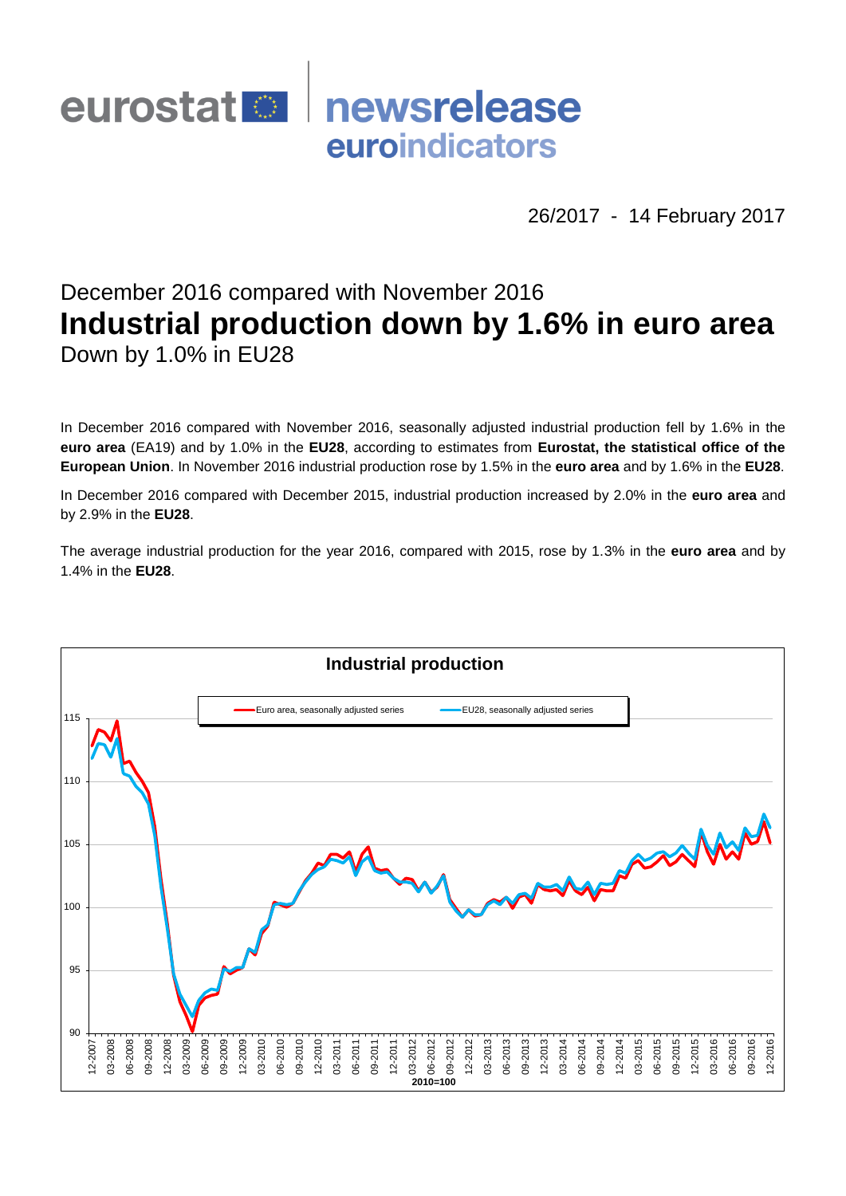eurostat newsrelease euroindicators

26/2017 - 14 February 2017

December 2016 compared with November 2016

# Industrial production down by 1.6% in euro area

Down by 1.0% in EU28

In December 2016 compared with November 2016, seasonally adjusted industrial production fell by 1.6% in the **euro area** (EA19) and by 1.0% in the **EU28**, according to estimates from **Eurostat, the statistical office of the European Union**. In November 2016 industrial production rose by 1.5% in the **euro area** and by 1.6% in the **EU28**.

In December 2016 compared with December 2015, industrial production increased by 2.0% in the **euro area** and by 2.9% in the **EU28**.

The average industrial production for the year 2016, compared with 2015, rose by 1.3% in the **euro area** and by 1.4% in the **EU28**.

**Industrial production**

Euro area, seasonally adjusted series — EU28, seasonally adjusted series

2010=100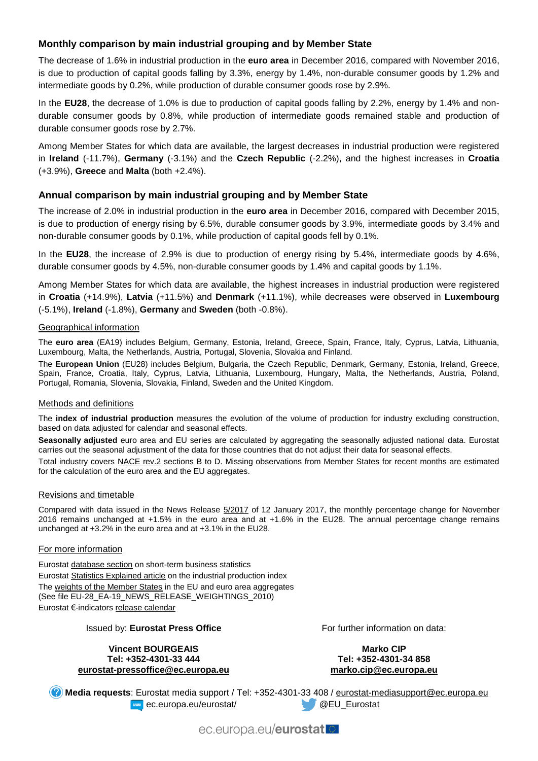## Monthly comparison by main industrial grouping and by Member State

The decrease of 1.6% in industrial production in the **euro area** in December 2016, compared with November 2016, is due to production of capital goods falling by 3.3%, energy by 1.4%, non-durable consumer goods by 1.2% and intermediate goods by 0.2%, while production of durable consumer goods rose by 2.9%.

In the **EU28**, the decrease of 1.0% is due to production of capital goods falling by 2.2%, energy by 1.4% and non-durable consumer goods by 0.8%, while production of intermediate goods remained stable and production of durable consumer goods rose by 2.7%.

Among Member States for which data are available, the largest decreases in industrial production were registered in **Ireland** (-11.7%), **Germany** (-3.1%) and the **Czech Republic** (-2.2%), and the highest increases in **Croatia** (+3.9%), **Greece** and **Malta** (both +2.4%).

## Annual comparison by main industrial grouping and by Member State

The increase of 2.0% in industrial production in the **euro area** in December 2016, compared with December 2015, is due to production of energy rising by 6.5%, durable consumer goods by 3.9%, intermediate goods by 3.4% and non-durable consumer goods by 0.1%, while production of capital goods fell by 0.1%.

In the **EU28**, the increase of 2.9% is due to production of energy rising by 5.4%, intermediate goods by 4.6%, durable consumer goods by 4.5%, non-durable consumer goods by 1.4% and capital goods by 1.1%.

Among Member States for which data are available, the highest increases in industrial production were registered in **Croatia** (+14.9%), **Latvia** (+11.5%) and **Denmark** (+11.1%), while decreases were observed in **Luxembourg** (-5.1%), **Ireland** (-1.8%), **Germany** and **Sweden** (both -0.8%).

### Geographical information

The **euro area** (EA19) includes Belgium, Germany, Estonia, Ireland, Greece, Spain, France, Italy, Cyprus, Latvia, Lithuania, Luxembourg, Malta, the Netherlands, Austria, Portugal, Slovenia, Slovakia and Finland.

The **European Union** (EU28) includes Belgium, Bulgaria, the Czech Republic, Denmark, Germany, Estonia, Ireland, Greece, Spain, France, Croatia, Italy, Cyprus, Latvia, Lithuania, Luxembourg, Hungary, Malta, the Netherlands, Austria, Poland, Portugal, Romania, Slovenia, Slovakia, Finland, Sweden and the United Kingdom.

### Methods and definitions

The **index of industrial production** measures the evolution of the volume of production for industry excluding construction, based on data adjusted for calendar and seasonal effects.

**Seasonally adjusted** euro area and EU series are calculated by aggregating the seasonally adjusted national data. Eurostat carries out the seasonal adjustment of the data for those countries that do not adjust their data for seasonal effects.

Total industry covers NACE rev.2 sections B to D. Missing observations from Member States for recent months are estimated for the calculation of the euro area and the EU aggregates.

### Revisions and timetable

Compared with data issued in the News Release 5/2017 of 12 January 2017, the monthly percentage change for November 2016 remains unchanged at +1.5% in the euro area and at +1.6% in the EU28. The annual percentage change remains unchanged at +3.2% in the euro area and at +3.1% in the EU28.

### For more information

Eurostat database section on short-term business statistics
Eurostat Statistics Explained article on the industrial production index
The weights of the Member States in the EU and euro area aggregates
(See file EU-28_EA-19_NEWS_RELEASE_WEIGHTINGS_2010)
Eurostat €-indicators release calendar

Issued by: **Eurostat Press Office**

**Vincent BOURGEAIS**
**Tel: +352-4301-33 444**
**eurostat-pressoffice@ec.europa.eu**

For further information on data:

**Marko CIP**
**Tel: +352-4301-34 858**
**marko.cip@ec.europa.eu**

**Media requests**: Eurostat media support / Tel: +352-4301-33 408 / eurostat-mediasupport@ec.europa.eu

ec.europa.eu/eurostat/ @EU_Eurostat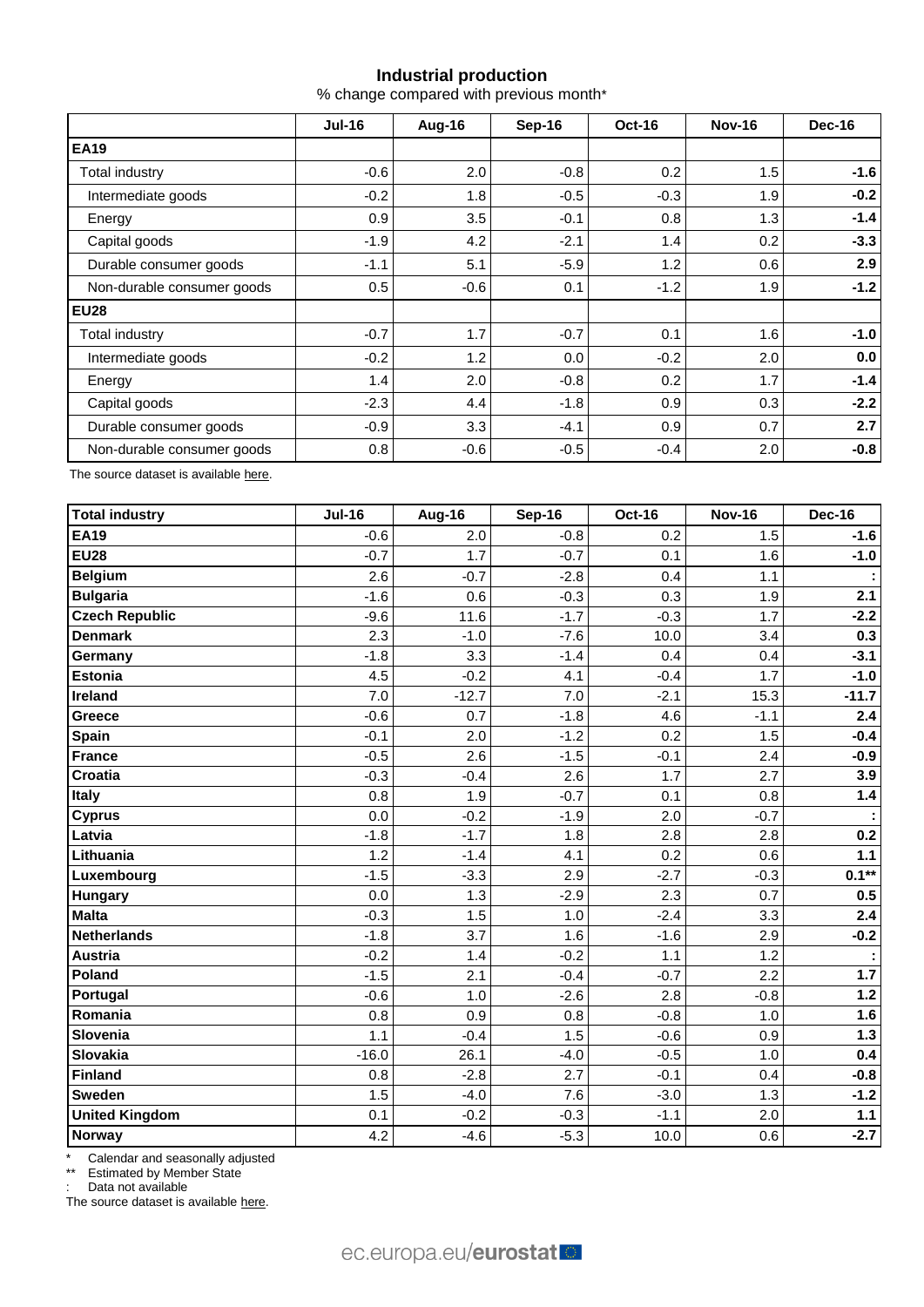## Industrial production

% change compared with previous month*

| | Jul-16 | Aug-16 | Sep-16 | Oct-16 | Nov-16 | Dec-16 |
|---|---|---|---|---|---|---|
| **EA19** | | | | | | |
| Total industry | -0.6 | 2.0 | -0.8 | 0.2 | 1.5 | **-1.6** |
| Intermediate goods | -0.2 | 1.8 | -0.5 | -0.3 | 1.9 | **-0.2** |
| Energy | 0.9 | 3.5 | -0.1 | 0.8 | 1.3 | **-1.4** |
| Capital goods | -1.9 | 4.2 | -2.1 | 1.4 | 0.2 | **-3.3** |
| Durable consumer goods | -1.1 | 5.1 | -5.9 | 1.2 | 0.6 | **2.9** |
| Non-durable consumer goods | 0.5 | -0.6 | 0.1 | -1.2 | 1.9 | **-1.2** |
| **EU28** | | | | | | |
| Total industry | -0.7 | 1.7 | -0.7 | 0.1 | 1.6 | **-1.0** |
| Intermediate goods | -0.2 | 1.2 | 0.0 | -0.2 | 2.0 | **0.0** |
| Energy | 1.4 | 2.0 | -0.8 | 0.2 | 1.7 | **-1.4** |
| Capital goods | -2.3 | 4.4 | -1.8 | 0.9 | 0.3 | **-2.2** |
| Durable consumer goods | -0.9 | 3.3 | -4.1 | 0.9 | 0.7 | **2.7** |
| Non-durable consumer goods | 0.8 | -0.6 | -0.5 | -0.4 | 2.0 | **-0.8** |

The source dataset is available here.

| **Total industry** | Jul-16 | Aug-16 | Sep-16 | Oct-16 | Nov-16 | Dec-16 |
|---|---|---|---|---|---|---|
| **EA19** | -0.6 | 2.0 | -0.8 | 0.2 | 1.5 | **-1.6** |
| **EU28** | -0.7 | 1.7 | -0.7 | 0.1 | 1.6 | **-1.0** |
| **Belgium** | 2.6 | -0.7 | -2.8 | 0.4 | 1.1 | **:** |
| **Bulgaria** | -1.6 | 0.6 | -0.3 | 0.3 | 1.9 | **2.1** |
| **Czech Republic** | -9.6 | 11.6 | -1.7 | -0.3 | 1.7 | **-2.2** |
| **Denmark** | 2.3 | -1.0 | -7.6 | 10.0 | 3.4 | **0.3** |
| **Germany** | -1.8 | 3.3 | -1.4 | 0.4 | 0.4 | **-3.1** |
| **Estonia** | 4.5 | -0.2 | 4.1 | -0.4 | 1.7 | **-1.0** |
| **Ireland** | 7.0 | -12.7 | 7.0 | -2.1 | 15.3 | **-11.7** |
| **Greece** | -0.6 | 0.7 | -1.8 | 4.6 | -1.1 | **2.4** |
| **Spain** | -0.1 | 2.0 | -1.2 | 0.2 | 1.5 | **-0.4** |
| **France** | -0.5 | 2.6 | -1.5 | -0.1 | 2.4 | **-0.9** |
| **Croatia** | -0.3 | -0.4 | 2.6 | 1.7 | 2.7 | **3.9** |
| **Italy** | 0.8 | 1.9 | -0.7 | 0.1 | 0.8 | **1.4** |
| **Cyprus** | 0.0 | -0.2 | -1.9 | 2.0 | -0.7 | **:** |
| **Latvia** | -1.8 | -1.7 | 1.8 | 2.8 | 2.8 | **0.2** |
| **Lithuania** | 1.2 | -1.4 | 4.1 | 0.2 | 0.6 | **1.1** |
| **Luxembourg** | -1.5 | -3.3 | 2.9 | -2.7 | -0.3 | **0.1**** |
| **Hungary** | 0.0 | 1.3 | -2.9 | 2.3 | 0.7 | **0.5** |
| **Malta** | -0.3 | 1.5 | 1.0 | -2.4 | 3.3 | **2.4** |
| **Netherlands** | -1.8 | 3.7 | 1.6 | -1.6 | 2.9 | **-0.2** |
| **Austria** | -0.2 | 1.4 | -0.2 | 1.1 | 1.2 | **:** |
| **Poland** | -1.5 | 2.1 | -0.4 | -0.7 | 2.2 | **1.7** |
| **Portugal** | -0.6 | 1.0 | -2.6 | 2.8 | -0.8 | **1.2** |
| **Romania** | 0.8 | 0.9 | 0.8 | -0.8 | 1.0 | **1.6** |
| **Slovenia** | 1.1 | -0.4 | 1.5 | -0.6 | 0.9 | **1.3** |
| **Slovakia** | -16.0 | 26.1 | -4.0 | -0.5 | 1.0 | **0.4** |
| **Finland** | 0.8 | -2.8 | 2.7 | -0.1 | 0.4 | **-0.8** |
| **Sweden** | 1.5 | -4.0 | 7.6 | -3.0 | 1.3 | **-1.2** |
| **United Kingdom** | 0.1 | -0.2 | -0.3 | -1.1 | 2.0 | **1.1** |
| **Norway** | 4.2 | -4.6 | -5.3 | 10.0 | 0.6 | **-2.7** |

\* Calendar and seasonally adjusted

** Estimated by Member State

: Data not available

The source dataset is available here.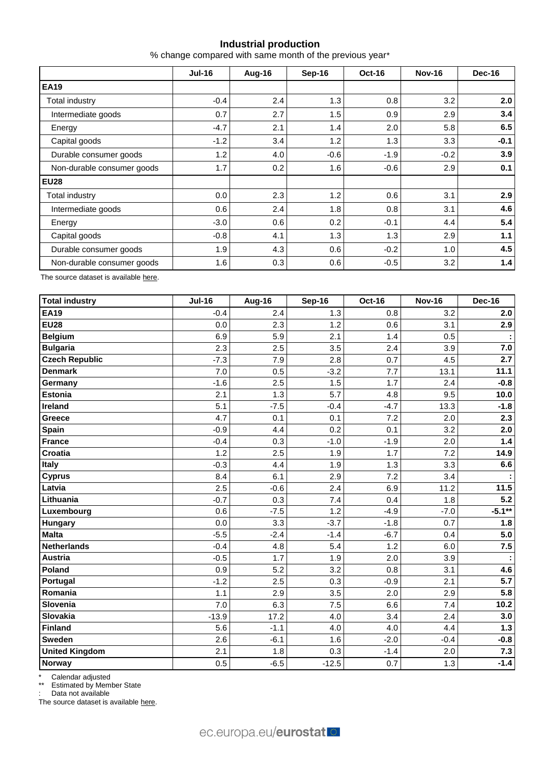## Industrial production

% change compared with same month of the previous year*

| | Jul-16 | Aug-16 | Sep-16 | Oct-16 | Nov-16 | Dec-16 |
|---|---|---|---|---|---|---|
| **EA19** | | | | | | |
| Total industry | -0.4 | 2.4 | 1.3 | 0.8 | 3.2 | **2.0** |
| Intermediate goods | 0.7 | 2.7 | 1.5 | 0.9 | 2.9 | **3.4** |
| Energy | -4.7 | 2.1 | 1.4 | 2.0 | 5.8 | **6.5** |
| Capital goods | -1.2 | 3.4 | 1.2 | 1.3 | 3.3 | **-0.1** |
| Durable consumer goods | 1.2 | 4.0 | -0.6 | -1.9 | -0.2 | **3.9** |
| Non-durable consumer goods | 1.7 | 0.2 | 1.6 | -0.6 | 2.9 | **0.1** |
| **EU28** | | | | | | |
| Total industry | 0.0 | 2.3 | 1.2 | 0.6 | 3.1 | **2.9** |
| Intermediate goods | 0.6 | 2.4 | 1.8 | 0.8 | 3.1 | **4.6** |
| Energy | -3.0 | 0.6 | 0.2 | -0.1 | 4.4 | **5.4** |
| Capital goods | -0.8 | 4.1 | 1.3 | 1.3 | 2.9 | **1.1** |
| Durable consumer goods | 1.9 | 4.3 | 0.6 | -0.2 | 1.0 | **4.5** |
| Non-durable consumer goods | 1.6 | 0.3 | 0.6 | -0.5 | 3.2 | **1.4** |

The source dataset is available here.

| Total industry | Jul-16 | Aug-16 | Sep-16 | Oct-16 | Nov-16 | Dec-16 |
|---|---|---|---|---|---|---|
| **EA19** | -0.4 | 2.4 | 1.3 | 0.8 | 3.2 | **2.0** |
| **EU28** | 0.0 | 2.3 | 1.2 | 0.6 | 3.1 | **2.9** |
| **Belgium** | 6.9 | 5.9 | 2.1 | 1.4 | 0.5 | **:** |
| **Bulgaria** | 2.3 | 2.5 | 3.5 | 2.4 | 3.9 | **7.0** |
| **Czech Republic** | -7.3 | 7.9 | 2.8 | 0.7 | 4.5 | **2.7** |
| **Denmark** | 7.0 | 0.5 | -3.2 | 7.7 | 13.1 | **11.1** |
| **Germany** | -1.6 | 2.5 | 1.5 | 1.7 | 2.4 | **-0.8** |
| **Estonia** | 2.1 | 1.3 | 5.7 | 4.8 | 9.5 | **10.0** |
| **Ireland** | 5.1 | -7.5 | -0.4 | -4.7 | 13.3 | **-1.8** |
| **Greece** | 4.7 | 0.1 | 0.1 | 7.2 | 2.0 | **2.3** |
| **Spain** | -0.9 | 4.4 | 0.2 | 0.1 | 3.2 | **2.0** |
| **France** | -0.4 | 0.3 | -1.0 | -1.9 | 2.0 | **1.4** |
| **Croatia** | 1.2 | 2.5 | 1.9 | 1.7 | 7.2 | **14.9** |
| **Italy** | -0.3 | 4.4 | 1.9 | 1.3 | 3.3 | **6.6** |
| **Cyprus** | 8.4 | 6.1 | 2.9 | 7.2 | 3.4 | **:** |
| **Latvia** | 2.5 | -0.6 | 2.4 | 6.9 | 11.2 | **11.5** |
| **Lithuania** | -0.7 | 0.3 | 7.4 | 0.4 | 1.8 | **5.2** |
| **Luxembourg** | 0.6 | -7.5 | 1.2 | -4.9 | -7.0 | **-5.1****** |
| **Hungary** | 0.0 | 3.3 | -3.7 | -1.8 | 0.7 | **1.8** |
| **Malta** | -5.5 | -2.4 | -1.4 | -6.7 | 0.4 | **5.0** |
| **Netherlands** | -0.4 | 4.8 | 5.4 | 1.2 | 6.0 | **7.5** |
| **Austria** | -0.5 | 1.7 | 1.9 | 2.0 | 3.9 | **:** |
| **Poland** | 0.9 | 5.2 | 3.2 | 0.8 | 3.1 | **4.6** |
| **Portugal** | -1.2 | 2.5 | 0.3 | -0.9 | 2.1 | **5.7** |
| **Romania** | 1.1 | 2.9 | 3.5 | 2.0 | 2.9 | **5.8** |
| **Slovenia** | 7.0 | 6.3 | 7.5 | 6.6 | 7.4 | **10.2** |
| **Slovakia** | -13.9 | 17.2 | 4.0 | 3.4 | 2.4 | **3.0** |
| **Finland** | 5.6 | -1.1 | 4.0 | 4.0 | 4.4 | **1.3** |
| **Sweden** | 2.6 | -6.1 | 1.6 | -2.0 | -0.4 | **-0.8** |
| **United Kingdom** | 2.1 | 1.8 | 0.3 | -1.4 | 2.0 | **7.3** |
| **Norway** | 0.5 | -6.5 | -12.5 | 0.7 | 1.3 | **-1.4** |

\* Calendar adjusted

** Estimated by Member State

: Data not available

The source dataset is available here.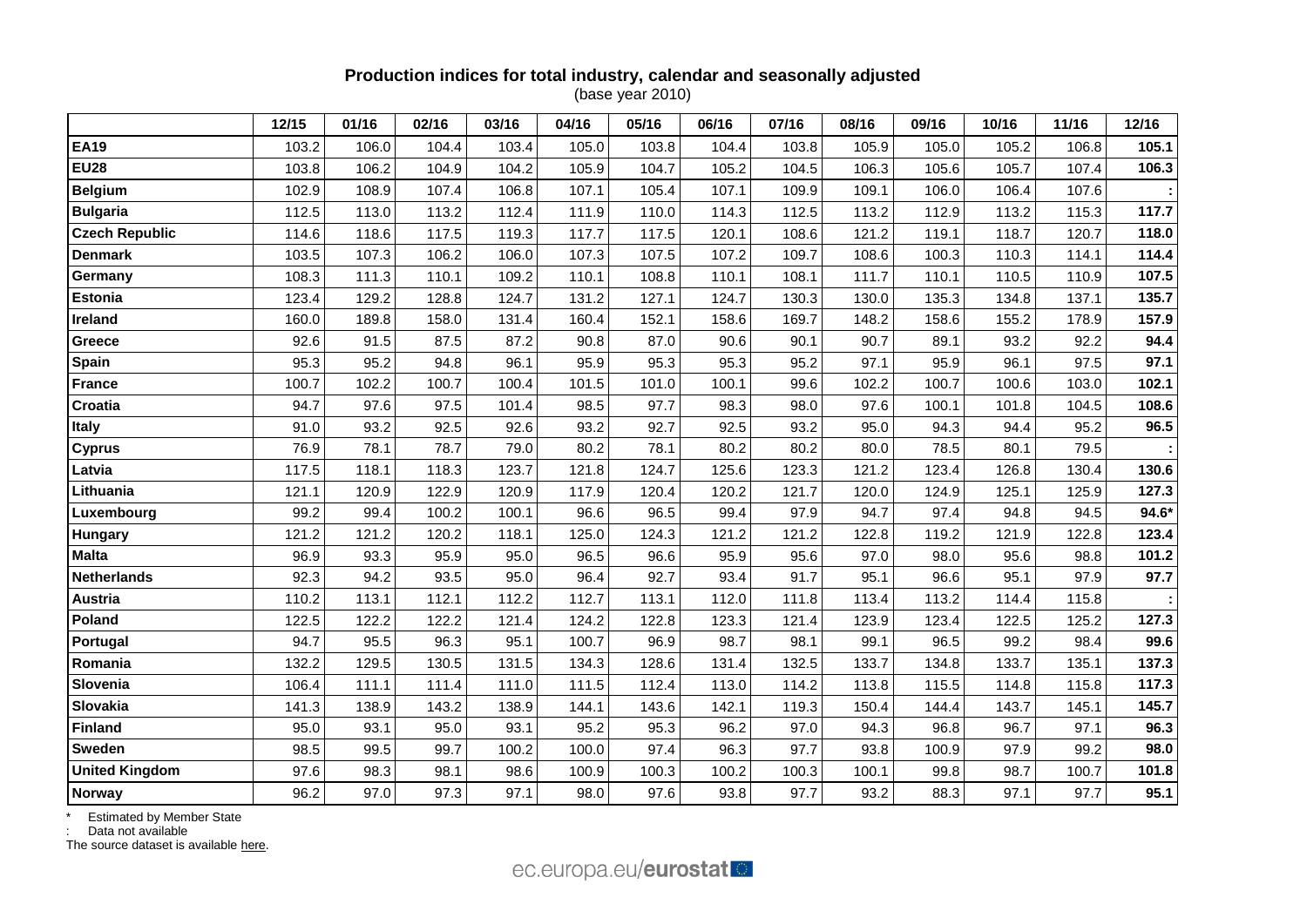**Production indices for total industry, calendar and seasonally adjusted**

(base year 2010)

| | 12/15 | 01/16 | 02/16 | 03/16 | 04/16 | 05/16 | 06/16 | 07/16 | 08/16 | 09/16 | 10/16 | 11/16 | 12/16 |
|---|---|---|---|---|---|---|---|---|---|---|---|---|---|
| **EA19** | 103.2 | 106.0 | 104.4 | 103.4 | 105.0 | 103.8 | 104.4 | 103.8 | 105.9 | 105.0 | 105.2 | 106.8 | **105.1** |
| **EU28** | 103.8 | 106.2 | 104.9 | 104.2 | 105.9 | 104.7 | 105.2 | 104.5 | 106.3 | 105.6 | 105.7 | 107.4 | **106.3** |
| **Belgium** | 102.9 | 108.9 | 107.4 | 106.8 | 107.1 | 105.4 | 107.1 | 109.9 | 109.1 | 106.0 | 106.4 | 107.6 | **:** |
| **Bulgaria** | 112.5 | 113.0 | 113.2 | 112.4 | 111.9 | 110.0 | 114.3 | 112.5 | 113.2 | 112.9 | 113.2 | 115.3 | **117.7** |
| **Czech Republic** | 114.6 | 118.6 | 117.5 | 119.3 | 117.7 | 117.5 | 120.1 | 108.6 | 121.2 | 119.1 | 118.7 | 120.7 | **118.0** |
| **Denmark** | 103.5 | 107.3 | 106.2 | 106.0 | 107.3 | 107.5 | 107.2 | 109.7 | 108.6 | 100.3 | 110.3 | 114.1 | **114.4** |
| **Germany** | 108.3 | 111.3 | 110.1 | 109.2 | 110.1 | 108.8 | 110.1 | 108.1 | 111.7 | 110.1 | 110.5 | 110.9 | **107.5** |
| **Estonia** | 123.4 | 129.2 | 128.8 | 124.7 | 131.2 | 127.1 | 124.7 | 130.3 | 130.0 | 135.3 | 134.8 | 137.1 | **135.7** |
| **Ireland** | 160.0 | 189.8 | 158.0 | 131.4 | 160.4 | 152.1 | 158.6 | 169.7 | 148.2 | 158.6 | 155.2 | 178.9 | **157.9** |
| **Greece** | 92.6 | 91.5 | 87.5 | 87.2 | 90.8 | 87.0 | 90.6 | 90.1 | 90.7 | 89.1 | 93.2 | 92.2 | **94.4** |
| **Spain** | 95.3 | 95.2 | 94.8 | 96.1 | 95.9 | 95.3 | 95.3 | 95.2 | 97.1 | 95.9 | 96.1 | 97.5 | **97.1** |
| **France** | 100.7 | 102.2 | 100.7 | 100.4 | 101.5 | 101.0 | 100.1 | 99.6 | 102.2 | 100.7 | 100.6 | 103.0 | **102.1** |
| **Croatia** | 94.7 | 97.6 | 97.5 | 101.4 | 98.5 | 97.7 | 98.3 | 98.0 | 97.6 | 100.1 | 101.8 | 104.5 | **108.6** |
| **Italy** | 91.0 | 93.2 | 92.5 | 92.6 | 93.2 | 92.7 | 92.5 | 93.2 | 95.0 | 94.3 | 94.4 | 95.2 | **96.5** |
| **Cyprus** | 76.9 | 78.1 | 78.7 | 79.0 | 80.2 | 78.1 | 80.2 | 80.2 | 80.0 | 78.5 | 80.1 | 79.5 | **:** |
| **Latvia** | 117.5 | 118.1 | 118.3 | 123.7 | 121.8 | 124.7 | 125.6 | 123.3 | 121.2 | 123.4 | 126.8 | 130.4 | **130.6** |
| **Lithuania** | 121.1 | 120.9 | 122.9 | 120.9 | 117.9 | 120.4 | 120.2 | 121.7 | 120.0 | 124.9 | 125.1 | 125.9 | **127.3** |
| **Luxembourg** | 99.2 | 99.4 | 100.2 | 100.1 | 96.6 | 96.5 | 99.4 | 97.9 | 94.7 | 97.4 | 94.8 | 94.5 | **94.6*** |
| **Hungary** | 121.2 | 121.2 | 120.2 | 118.1 | 125.0 | 124.3 | 121.2 | 121.2 | 122.8 | 119.2 | 121.9 | 122.8 | **123.4** |
| **Malta** | 96.9 | 93.3 | 95.9 | 95.0 | 96.5 | 96.6 | 95.9 | 95.6 | 97.0 | 98.0 | 95.6 | 98.8 | **101.2** |
| **Netherlands** | 92.3 | 94.2 | 93.5 | 95.0 | 96.4 | 92.7 | 93.4 | 91.7 | 95.1 | 96.6 | 95.1 | 97.9 | **97.7** |
| **Austria** | 110.2 | 113.1 | 112.1 | 112.2 | 112.7 | 113.1 | 112.0 | 111.8 | 113.4 | 113.2 | 114.4 | 115.8 | **:** |
| **Poland** | 122.5 | 122.2 | 122.2 | 121.4 | 124.2 | 122.8 | 123.3 | 121.4 | 123.9 | 123.4 | 122.5 | 125.2 | **127.3** |
| **Portugal** | 94.7 | 95.5 | 96.3 | 95.1 | 100.7 | 96.9 | 98.7 | 98.1 | 99.1 | 96.5 | 99.2 | 98.4 | **99.6** |
| **Romania** | 132.2 | 129.5 | 130.5 | 131.5 | 134.3 | 128.6 | 131.4 | 132.5 | 133.7 | 134.8 | 133.7 | 135.1 | **137.3** |
| **Slovenia** | 106.4 | 111.1 | 111.4 | 111.0 | 111.5 | 112.4 | 113.0 | 114.2 | 113.8 | 115.5 | 114.8 | 115.8 | **117.3** |
| **Slovakia** | 141.3 | 138.9 | 143.2 | 138.9 | 144.1 | 143.6 | 142.1 | 119.3 | 150.4 | 144.4 | 143.7 | 145.1 | **145.7** |
| **Finland** | 95.0 | 93.1 | 95.0 | 93.1 | 95.2 | 95.3 | 96.2 | 97.0 | 94.3 | 96.8 | 96.7 | 97.1 | **96.3** |
| **Sweden** | 98.5 | 99.5 | 99.7 | 100.2 | 100.0 | 97.4 | 96.3 | 97.7 | 93.8 | 100.9 | 97.9 | 99.2 | **98.0** |
| **United Kingdom** | 97.6 | 98.3 | 98.1 | 98.6 | 100.9 | 100.3 | 100.2 | 100.3 | 100.1 | 99.8 | 98.7 | 100.7 | **101.8** |
| **Norway** | 96.2 | 97.0 | 97.3 | 97.1 | 98.0 | 97.6 | 93.8 | 97.7 | 93.2 | 88.3 | 97.1 | 97.7 | **95.1** |

\* Estimated by Member State

: Data not available

The source dataset is available here.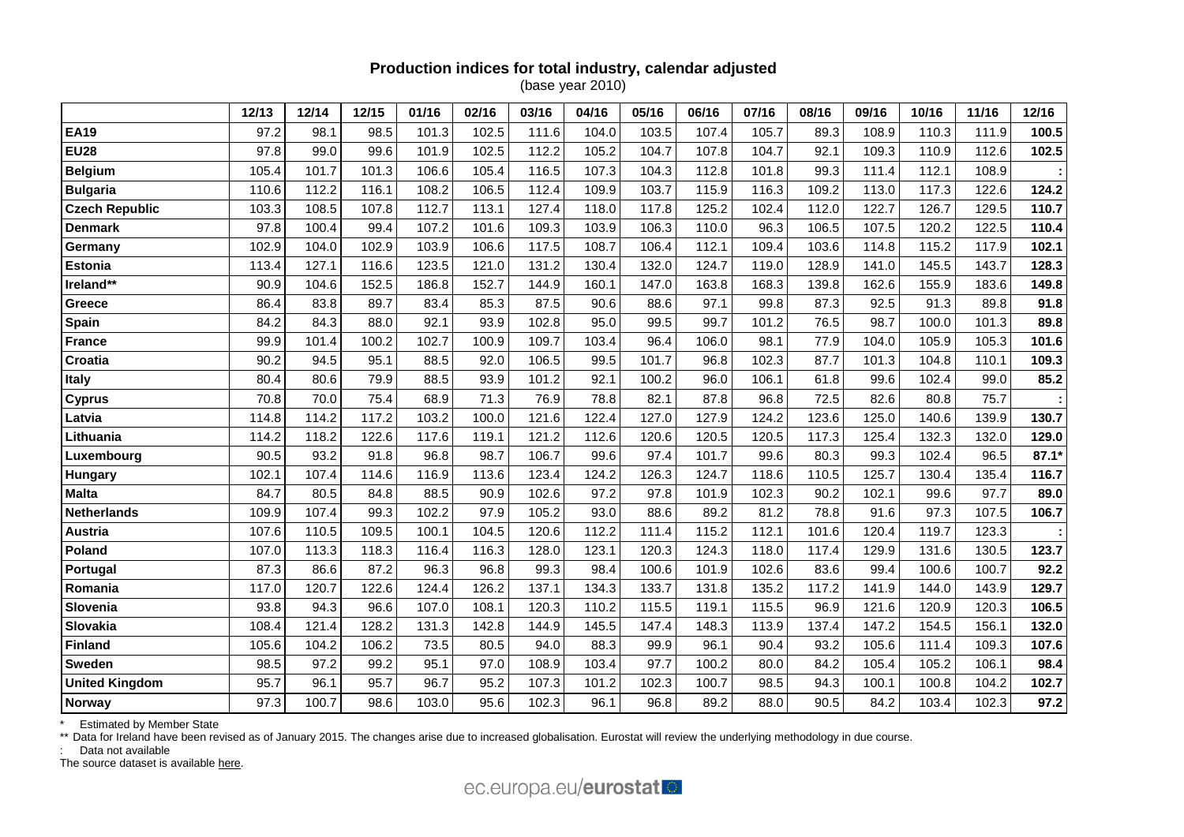**Production indices for total industry, calendar adjusted**

(base year 2010)

| | 12/13 | 12/14 | 12/15 | 01/16 | 02/16 | 03/16 | 04/16 | 05/16 | 06/16 | 07/16 | 08/16 | 09/16 | 10/16 | 11/16 | 12/16 |
|---|---|---|---|---|---|---|---|---|---|---|---|---|---|---|---|
| **EA19** | 97.2 | 98.1 | 98.5 | 101.3 | 102.5 | 111.6 | 104.0 | 103.5 | 107.4 | 105.7 | 89.3 | 108.9 | 110.3 | 111.9 | **100.5** |
| **EU28** | 97.8 | 99.0 | 99.6 | 101.9 | 102.5 | 112.2 | 105.2 | 104.7 | 107.8 | 104.7 | 92.1 | 109.3 | 110.9 | 112.6 | **102.5** |
| **Belgium** | 105.4 | 101.7 | 101.3 | 106.6 | 105.4 | 116.5 | 107.3 | 104.3 | 112.8 | 101.8 | 99.3 | 111.4 | 112.1 | 108.9 | **:** |
| **Bulgaria** | 110.6 | 112.2 | 116.1 | 108.2 | 106.5 | 112.4 | 109.9 | 103.7 | 115.9 | 116.3 | 109.2 | 113.0 | 117.3 | 122.6 | **124.2** |
| **Czech Republic** | 103.3 | 108.5 | 107.8 | 112.7 | 113.1 | 127.4 | 118.0 | 117.8 | 125.2 | 102.4 | 112.0 | 122.7 | 126.7 | 129.5 | **110.7** |
| **Denmark** | 97.8 | 100.4 | 99.4 | 107.2 | 101.6 | 109.3 | 103.9 | 106.3 | 110.0 | 96.3 | 106.5 | 107.5 | 120.2 | 122.5 | **110.4** |
| **Germany** | 102.9 | 104.0 | 102.9 | 103.9 | 106.6 | 117.5 | 108.7 | 106.4 | 112.1 | 109.4 | 103.6 | 114.8 | 115.2 | 117.9 | **102.1** |
| **Estonia** | 113.4 | 127.1 | 116.6 | 123.5 | 121.0 | 131.2 | 130.4 | 132.0 | 124.7 | 119.0 | 128.9 | 141.0 | 145.5 | 143.7 | **128.3** |
| **Ireland**** | 90.9 | 104.6 | 152.5 | 186.8 | 152.7 | 144.9 | 160.1 | 147.0 | 163.8 | 168.3 | 139.8 | 162.6 | 155.9 | 183.6 | **149.8** |
| **Greece** | 86.4 | 83.8 | 89.7 | 83.4 | 85.3 | 87.5 | 90.6 | 88.6 | 97.1 | 99.8 | 87.3 | 92.5 | 91.3 | 89.8 | **91.8** |
| **Spain** | 84.2 | 84.3 | 88.0 | 92.1 | 93.9 | 102.8 | 95.0 | 99.5 | 99.7 | 101.2 | 76.5 | 98.7 | 100.0 | 101.3 | **89.8** |
| **France** | 99.9 | 101.4 | 100.2 | 102.7 | 100.9 | 109.7 | 103.4 | 96.4 | 106.0 | 98.1 | 77.9 | 104.0 | 105.9 | 105.3 | **101.6** |
| **Croatia** | 90.2 | 94.5 | 95.1 | 88.5 | 92.0 | 106.5 | 99.5 | 101.7 | 96.8 | 102.3 | 87.7 | 101.3 | 104.8 | 110.1 | **109.3** |
| **Italy** | 80.4 | 80.6 | 79.9 | 88.5 | 93.9 | 101.2 | 92.1 | 100.2 | 96.0 | 106.1 | 61.8 | 99.6 | 102.4 | 99.0 | **85.2** |
| **Cyprus** | 70.8 | 70.0 | 75.4 | 68.9 | 71.3 | 76.9 | 78.8 | 82.1 | 87.8 | 96.8 | 72.5 | 82.6 | 80.8 | 75.7 | **:** |
| **Latvia** | 114.8 | 114.2 | 117.2 | 103.2 | 100.0 | 121.6 | 122.4 | 127.0 | 127.9 | 124.2 | 123.6 | 125.0 | 140.6 | 139.9 | **130.7** |
| **Lithuania** | 114.2 | 118.2 | 122.6 | 117.6 | 119.1 | 121.2 | 112.6 | 120.6 | 120.5 | 120.5 | 117.3 | 125.4 | 132.3 | 132.0 | **129.0** |
| **Luxembourg** | 90.5 | 93.2 | 91.8 | 96.8 | 98.7 | 106.7 | 99.6 | 97.4 | 101.7 | 99.6 | 80.3 | 99.3 | 102.4 | 96.5 | **87.1*** |
| **Hungary** | 102.1 | 107.4 | 114.6 | 116.9 | 113.6 | 123.4 | 124.2 | 126.3 | 124.7 | 118.6 | 110.5 | 125.7 | 130.4 | 135.4 | **116.7** |
| **Malta** | 84.7 | 80.5 | 84.8 | 88.5 | 90.9 | 102.6 | 97.2 | 97.8 | 101.9 | 102.3 | 90.2 | 102.1 | 99.6 | 97.7 | **89.0** |
| **Netherlands** | 109.9 | 107.4 | 99.3 | 102.2 | 97.9 | 105.2 | 93.0 | 88.6 | 89.2 | 81.2 | 78.8 | 91.6 | 97.3 | 107.5 | **106.7** |
| **Austria** | 107.6 | 110.5 | 109.5 | 100.1 | 104.5 | 120.6 | 112.2 | 111.4 | 115.2 | 112.1 | 101.6 | 120.4 | 119.7 | 123.3 | **:** |
| **Poland** | 107.0 | 113.3 | 118.3 | 116.4 | 116.3 | 128.0 | 123.1 | 120.3 | 124.3 | 118.0 | 117.4 | 129.9 | 131.6 | 130.5 | **123.7** |
| **Portugal** | 87.3 | 86.6 | 87.2 | 96.3 | 96.8 | 99.3 | 98.4 | 100.6 | 101.9 | 102.6 | 83.6 | 99.4 | 100.6 | 100.7 | **92.2** |
| **Romania** | 117.0 | 120.7 | 122.6 | 124.4 | 126.2 | 137.1 | 134.3 | 133.7 | 131.8 | 135.2 | 117.2 | 141.9 | 144.0 | 143.9 | **129.7** |
| **Slovenia** | 93.8 | 94.3 | 96.6 | 107.0 | 108.1 | 120.3 | 110.2 | 115.5 | 119.1 | 115.5 | 96.9 | 121.6 | 120.9 | 120.3 | **106.5** |
| **Slovakia** | 108.4 | 121.4 | 128.2 | 131.3 | 142.8 | 144.9 | 145.5 | 147.4 | 148.3 | 113.9 | 137.4 | 147.2 | 154.5 | 156.1 | **132.0** |
| **Finland** | 105.6 | 104.2 | 106.2 | 73.5 | 80.5 | 94.0 | 88.3 | 99.9 | 96.1 | 90.4 | 93.2 | 105.6 | 111.4 | 109.3 | **107.6** |
| **Sweden** | 98.5 | 97.2 | 99.2 | 95.1 | 97.0 | 108.9 | 103.4 | 97.7 | 100.2 | 80.0 | 84.2 | 105.4 | 105.2 | 106.1 | **98.4** |
| **United Kingdom** | 95.7 | 96.1 | 95.7 | 96.7 | 95.2 | 107.3 | 101.2 | 102.3 | 100.7 | 98.5 | 94.3 | 100.1 | 100.8 | 104.2 | **102.7** |
| **Norway** | 97.3 | 100.7 | 98.6 | 103.0 | 95.6 | 102.3 | 96.1 | 96.8 | 89.2 | 88.0 | 90.5 | 84.2 | 103.4 | 102.3 | **97.2** |

\* Estimated by Member State

** Data for Ireland have been revised as of January 2015. The changes arise due to increased globalisation. Eurostat will review the underlying methodology in due course.

: Data not available

The source dataset is available here.

ec.europa.eu/eurostat